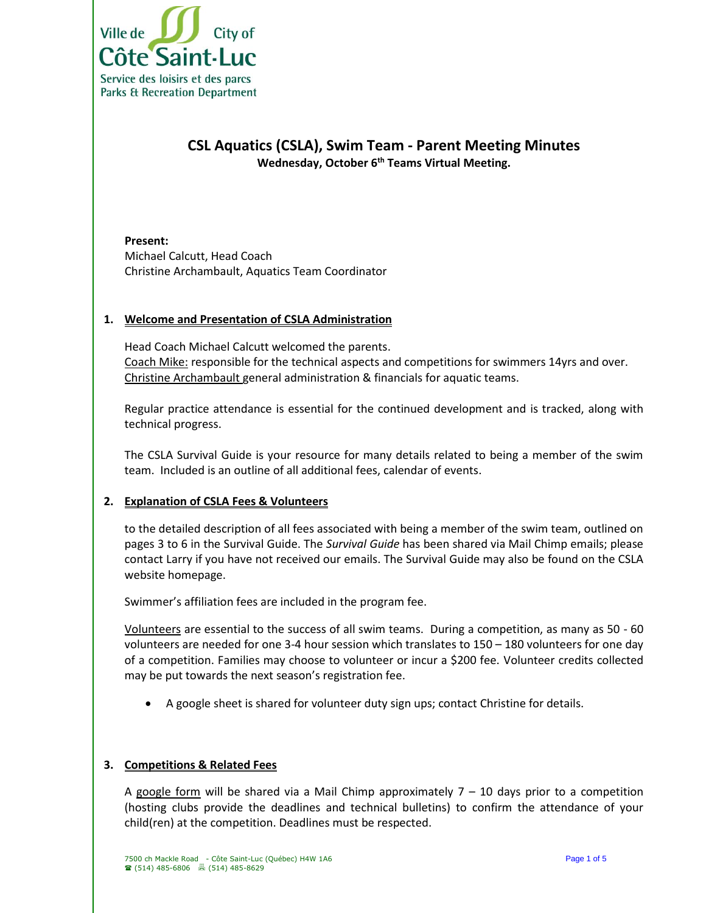Ville de City of
Côte Saint-Luc
Service des loisirs et des parcs
Parks & Recreation Department

# CSL Aquatics (CSLA), Swim Team - Parent Meeting Minutes

**Wednesday, October 6th Teams Virtual Meeting.**

**Present:**
Michael Calcutt, Head Coach
Christine Archambault, Aquatics Team Coordinator

## 1. Welcome and Presentation of CSLA Administration

Head Coach Michael Calcutt welcomed the parents.
Coach Mike: responsible for the technical aspects and competitions for swimmers 14yrs and over.
Christine Archambault general administration & financials for aquatic teams.

Regular practice attendance is essential for the continued development and is tracked, along with technical progress.

The CSLA Survival Guide is your resource for many details related to being a member of the swim team. Included is an outline of all additional fees, calendar of events.

## 2. Explanation of CSLA Fees & Volunteers

to the detailed description of all fees associated with being a member of the swim team, outlined on pages 3 to 6 in the Survival Guide. The *Survival Guide* has been shared via Mail Chimp emails; please contact Larry if you have not received our emails. The Survival Guide may also be found on the CSLA website homepage.

Swimmer's affiliation fees are included in the program fee.

Volunteers are essential to the success of all swim teams. During a competition, as many as 50 - 60 volunteers are needed for one 3-4 hour session which translates to 150 – 180 volunteers for one day of a competition. Families may choose to volunteer or incur a $200 fee. Volunteer credits collected may be put towards the next season's registration fee.

- A google sheet is shared for volunteer duty sign ups; contact Christine for details.

## 3. Competitions & Related Fees

A google form will be shared via a Mail Chimp approximately 7 – 10 days prior to a competition (hosting clubs provide the deadlines and technical bulletins) to confirm the attendance of your child(ren) at the competition. Deadlines must be respected.

7500 ch Mackle Road - Côte Saint-Luc (Québec) H4W 1A6
☎ (514) 485-6806 (514) 485-8629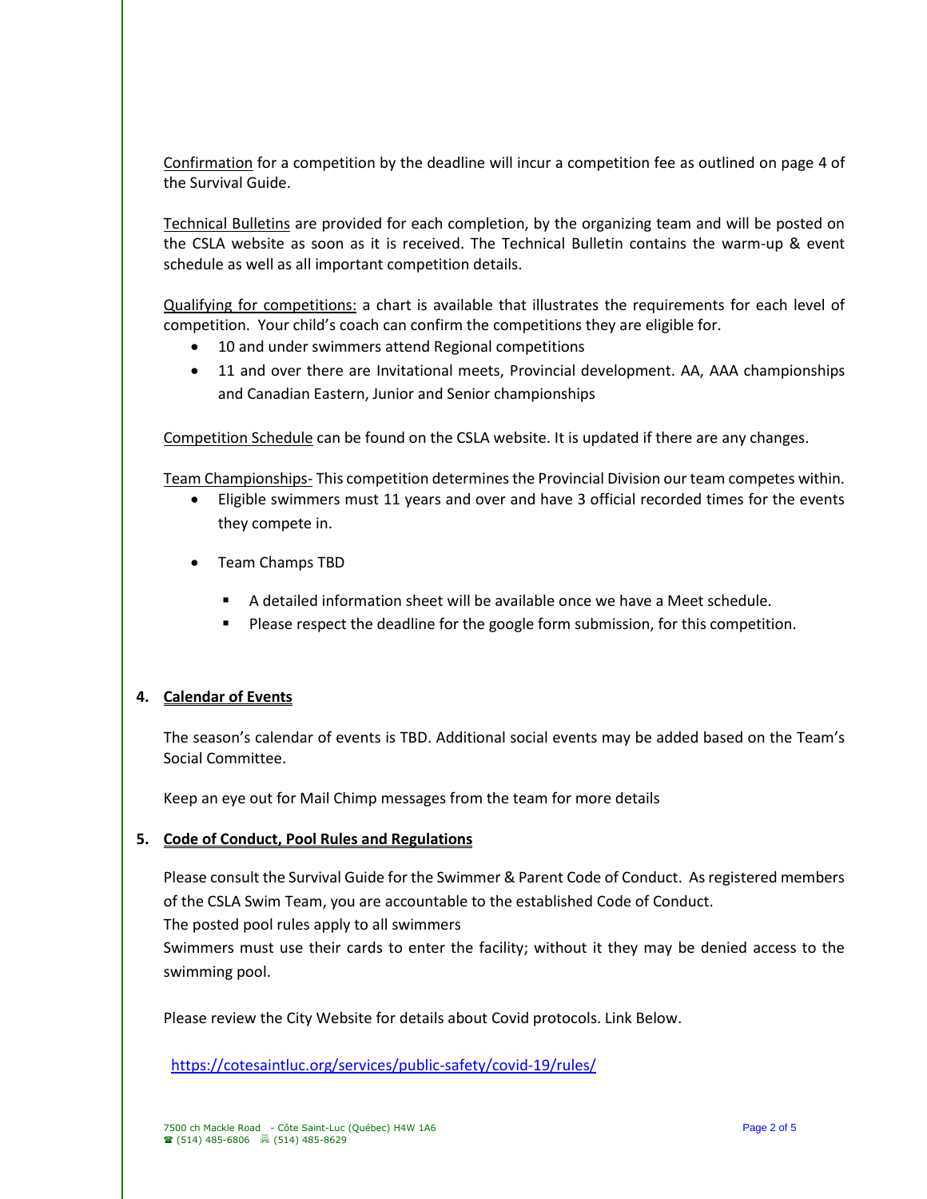<u>Confirmation</u> for a competition by the deadline will incur a competition fee as outlined on page 4 of the Survival Guide.

<u>Technical Bulletins</u> are provided for each completion, by the organizing team and will be posted on the CSLA website as soon as it is received. The Technical Bulletin contains the warm-up & event schedule as well as all important competition details.

<u>Qualifying for competitions:</u> a chart is available that illustrates the requirements for each level of competition. Your child's coach can confirm the competitions they are eligible for.

- 10 and under swimmers attend Regional competitions
- 11 and over there are Invitational meets, Provincial development. AA, AAA championships and Canadian Eastern, Junior and Senior championships

<u>Competition Schedule</u> can be found on the CSLA website. It is updated if there are any changes.

<u>Team Championships-</u> This competition determines the Provincial Division our team competes within.

- Eligible swimmers must 11 years and over and have 3 official recorded times for the events they compete in.
- Team Champs TBD
  - A detailed information sheet will be available once we have a Meet schedule.
  - Please respect the deadline for the google form submission, for this competition.

## 4. **<u>Calendar of Events</u>**

The season's calendar of events is TBD. Additional social events may be added based on the Team's Social Committee.

Keep an eye out for Mail Chimp messages from the team for more details

## 5. **<u>Code of Conduct, Pool Rules and Regulations</u>**

Please consult the Survival Guide for the Swimmer & Parent Code of Conduct. As registered members of the CSLA Swim Team, you are accountable to the established Code of Conduct.
The posted pool rules apply to all swimmers
Swimmers must use their cards to enter the facility; without it they may be denied access to the swimming pool.

Please review the City Website for details about Covid protocols. Link Below.

https://cotesaintluc.org/services/public-safety/covid-19/rules/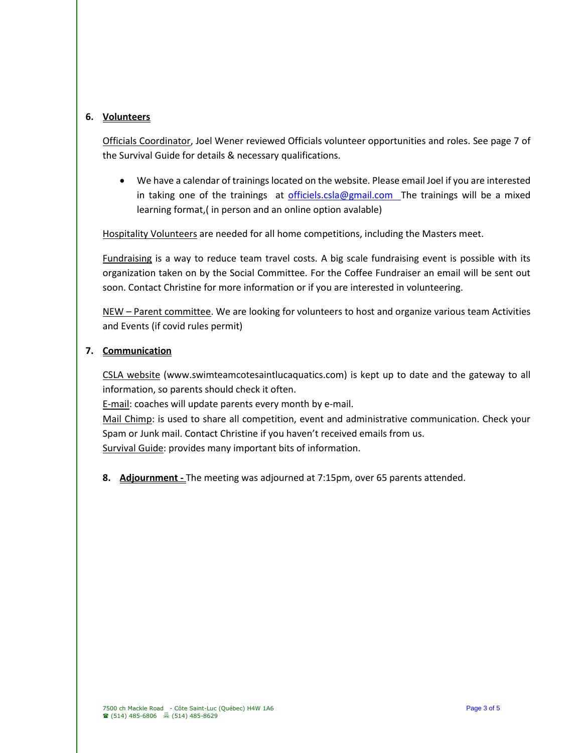6. **Volunteers**

Officials Coordinator, Joel Wener reviewed Officials volunteer opportunities and roles. See page 7 of the Survival Guide for details & necessary qualifications.

- We have a calendar of trainings located on the website. Please email Joel if you are interested in taking one of the trainings at officiels.csla@gmail.com The trainings will be a mixed learning format,( in person and an online option avalable)

Hospitality Volunteers are needed for all home competitions, including the Masters meet.

Fundraising is a way to reduce team travel costs. A big scale fundraising event is possible with its organization taken on by the Social Committee. For the Coffee Fundraiser an email will be sent out soon. Contact Christine for more information or if you are interested in volunteering.

NEW – Parent committee. We are looking for volunteers to host and organize various team Activities and Events (if covid rules permit)

7. **Communication**

CSLA website (www.swimteamcotesaintlucaquatics.com) is kept up to date and the gateway to all information, so parents should check it often.
E-mail: coaches will update parents every month by e-mail.
Mail Chimp: is used to share all competition, event and administrative communication. Check your Spam or Junk mail. Contact Christine if you haven't received emails from us.
Survival Guide: provides many important bits of information.

8. **Adjournment -** The meeting was adjourned at 7:15pm, over 65 parents attended.

7500 ch Mackle Road - Côte Saint-Luc (Québec) H4W 1A6
☎ (514) 485-6806 (514) 485-8629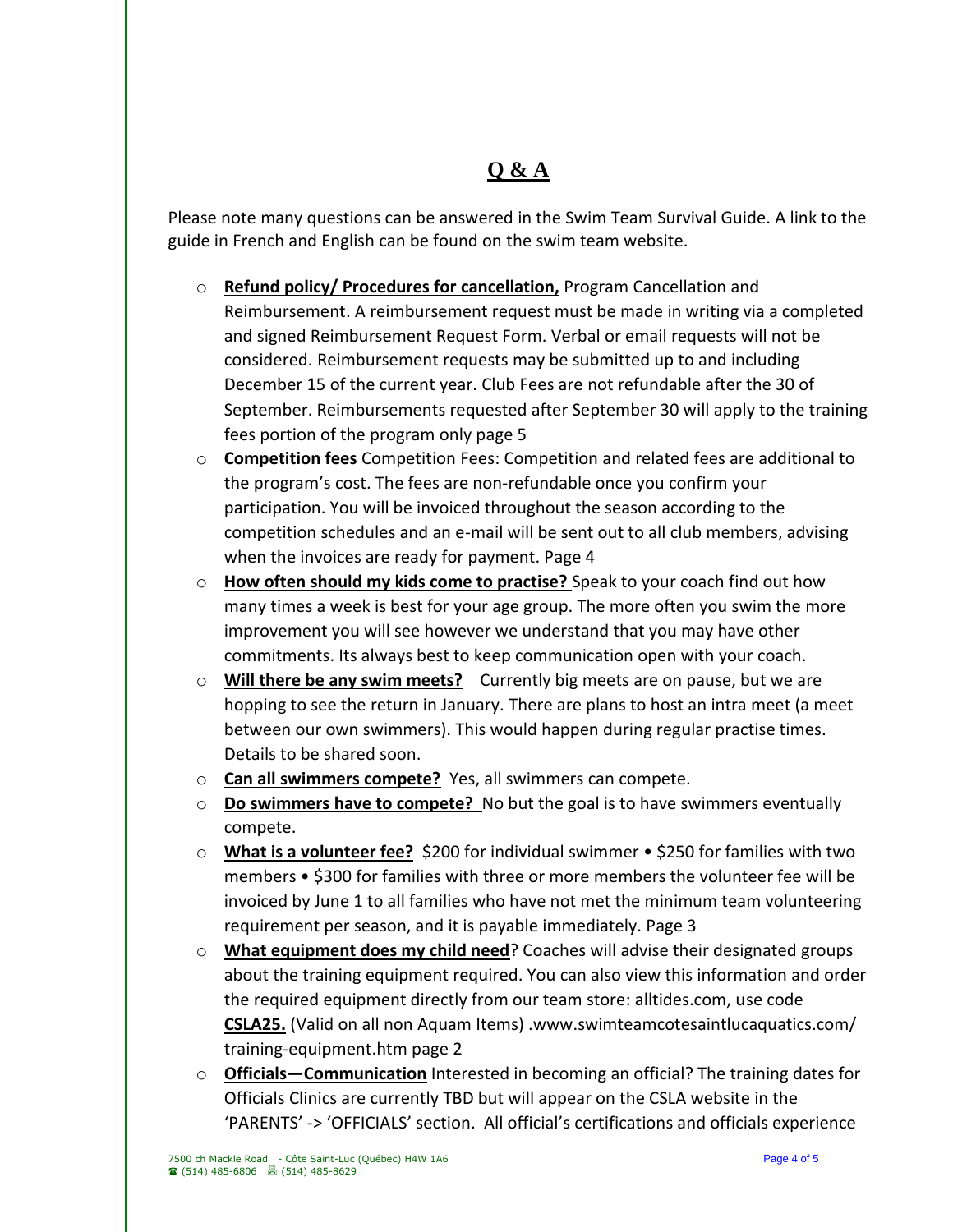# Q & A

Please note many questions can be answered in the Swim Team Survival Guide. A link to the guide in French and English can be found on the swim team website.

- **Refund policy/ Procedures for cancellation,** Program Cancellation and Reimbursement. A reimbursement request must be made in writing via a completed and signed Reimbursement Request Form. Verbal or email requests will not be considered. Reimbursement requests may be submitted up to and including December 15 of the current year. Club Fees are not refundable after the 30 of September. Reimbursements requested after September 30 will apply to the training fees portion of the program only page 5
- **Competition fees** Competition Fees: Competition and related fees are additional to the program's cost. The fees are non-refundable once you confirm your participation. You will be invoiced throughout the season according to the competition schedules and an e-mail will be sent out to all club members, advising when the invoices are ready for payment. Page 4
- **How often should my kids come to practise?** Speak to your coach find out how many times a week is best for your age group. The more often you swim the more improvement you will see however we understand that you may have other commitments. Its always best to keep communication open with your coach.
- **Will there be any swim meets?** Currently big meets are on pause, but we are hopping to see the return in January. There are plans to host an intra meet (a meet between our own swimmers). This would happen during regular practise times. Details to be shared soon.
- **Can all swimmers compete?** Yes, all swimmers can compete.
- **Do swimmers have to compete?** No but the goal is to have swimmers eventually compete.
- **What is a volunteer fee?** $200 for individual swimmer • $250 for families with two members • $300 for families with three or more members the volunteer fee will be invoiced by June 1 to all families who have not met the minimum team volunteering requirement per season, and it is payable immediately. Page 3
- **What equipment does my child need**? Coaches will advise their designated groups about the training equipment required. You can also view this information and order the required equipment directly from our team store: alltides.com, use code **CSLA25.** (Valid on all non Aquam Items) .www.swimteamcotesaintlucaquatics.com/ training-equipment.htm page 2
- **Officials—Communication** Interested in becoming an official? The training dates for Officials Clinics are currently TBD but will appear on the CSLA website in the 'PARENTS' -> 'OFFICIALS' section. All official's certifications and officials experience

7500 ch Mackle Road - Côte Saint-Luc (Québec) H4W 1A6
☎ (514) 485-6806 (514) 485-8629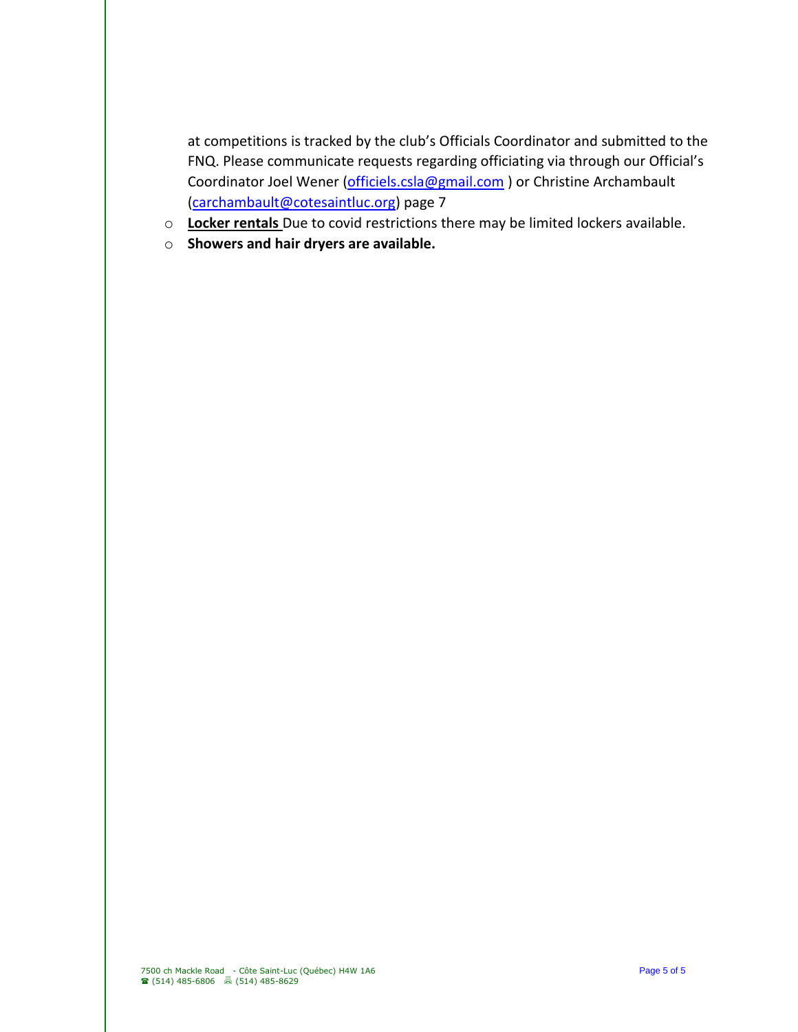at competitions is tracked by the club's Officials Coordinator and submitted to the FNQ. Please communicate requests regarding officiating via through our Official's Coordinator Joel Wener (officiels.csla@gmail.com ) or Christine Archambault (carchambault@cotesaintluc.org) page 7

- **Locker rentals** Due to covid restrictions there may be limited lockers available.
- **Showers and hair dryers are available.**